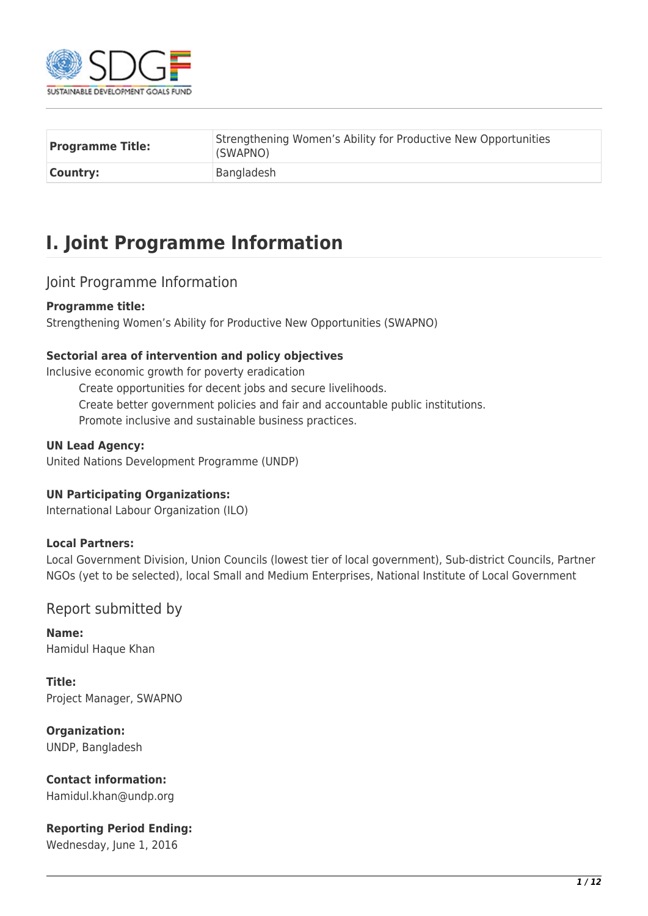| **Programme Title:** | Strengthening Women's Ability for Productive New Opportunities (SWAPNO) |
| --- | --- |
| **Country:** | Bangladesh |

# I. Joint Programme Information

## Joint Programme Information

**Programme title:**
Strengthening Women's Ability for Productive New Opportunities (SWAPNO)

**Sectorial area of intervention and policy objectives**
Inclusive economic growth for poverty eradication

- Create opportunities for decent jobs and secure livelihoods.
- Create better government policies and fair and accountable public institutions.
- Promote inclusive and sustainable business practices.

**UN Lead Agency:**
United Nations Development Programme (UNDP)

**UN Participating Organizations:**
International Labour Organization (ILO)

**Local Partners:**
Local Government Division, Union Councils (lowest tier of local government), Sub-district Councils, Partner NGOs (yet to be selected), local Small and Medium Enterprises, National Institute of Local Government

## Report submitted by

**Name:**
Hamidul Haque Khan

**Title:**
Project Manager, SWAPNO

**Organization:**
UNDP, Bangladesh

**Contact information:**
Hamidul.khan@undp.org

**Reporting Period Ending:**
Wednesday, June 1, 2016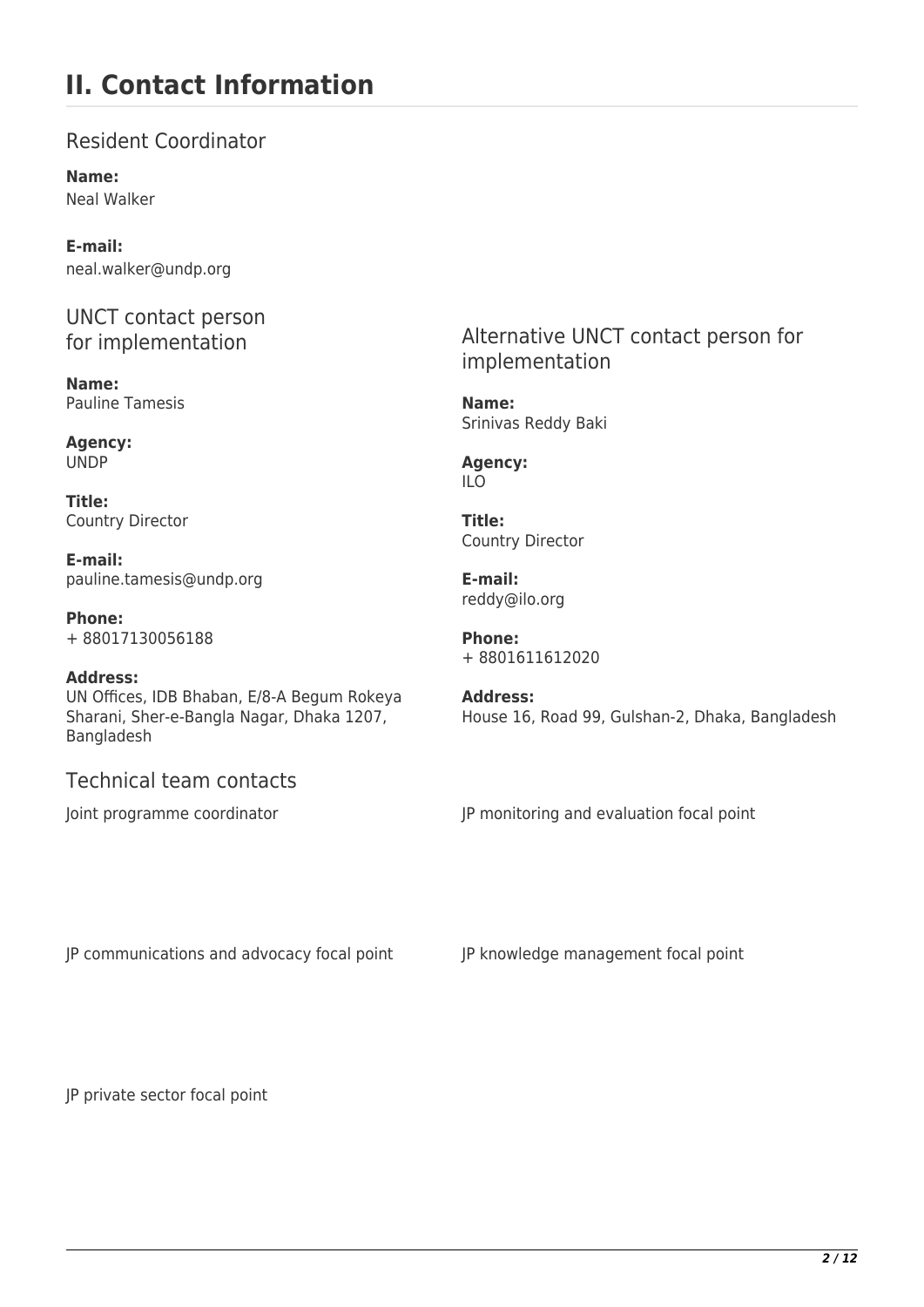# II. Contact Information

## Resident Coordinator

**Name:**
Neal Walker

**E-mail:**
neal.walker@undp.org

## UNCT contact person for implementation

**Name:**
Pauline Tamesis

**Agency:**
UNDP

**Title:**
Country Director

**E-mail:**
pauline.tamesis@undp.org

**Phone:**
+ 88017130056188

**Address:**
UN Offices, IDB Bhaban, E/8-A Begum Rokeya Sharani, Sher-e-Bangla Nagar, Dhaka 1207, Bangladesh

## Alternative UNCT contact person for implementation

**Name:**
Srinivas Reddy Baki

**Agency:**
ILO

**Title:**
Country Director

**E-mail:**
reddy@ilo.org

**Phone:**
+ 8801611612020

**Address:**
House 16, Road 99, Gulshan-2, Dhaka, Bangladesh

## Technical team contacts

Joint programme coordinator

JP monitoring and evaluation focal point

JP communications and advocacy focal point

JP knowledge management focal point

JP private sector focal point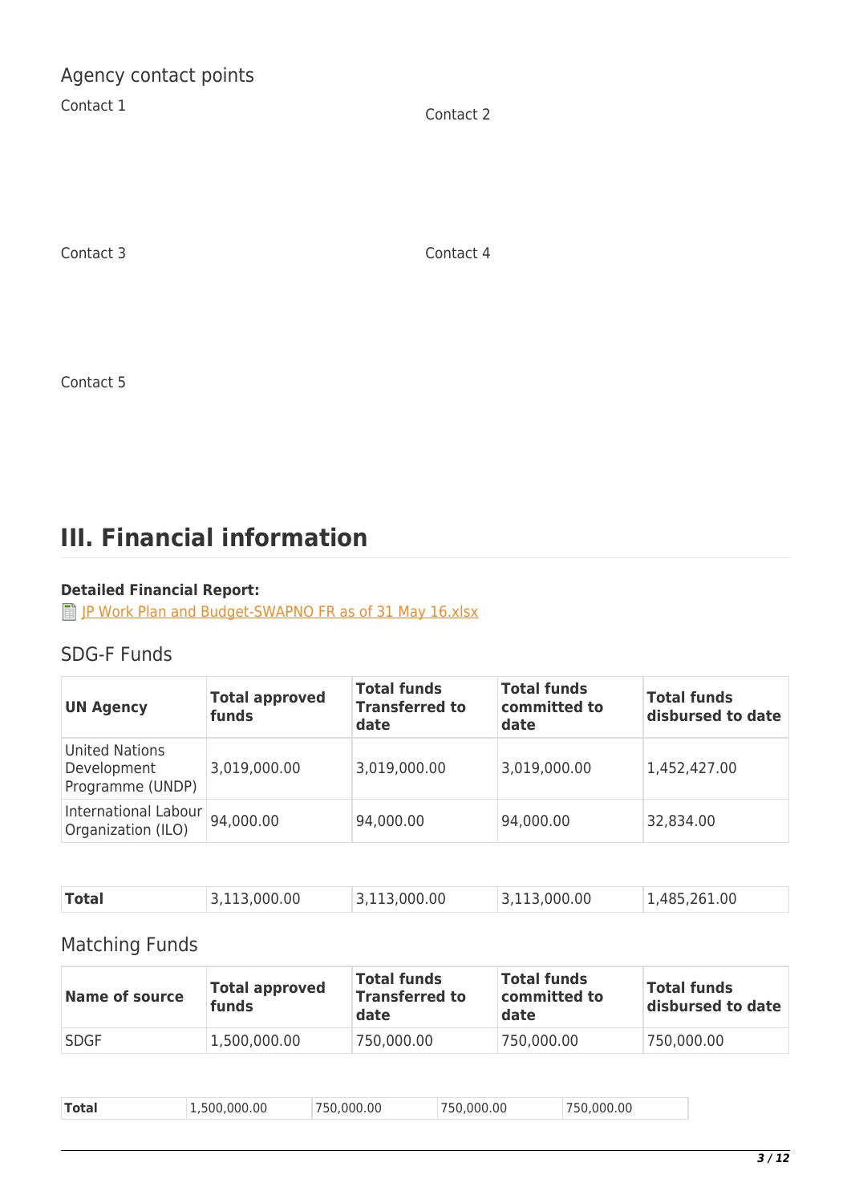## Agency contact points

Contact 1

Contact 2

Contact 3

Contact 4

Contact 5

# III. Financial information

**Detailed Financial Report:**

JP Work Plan and Budget-SWAPNO FR as of 31 May 16.xlsx

## SDG-F Funds

| UN Agency | Total approved funds | Total funds Transferred to date | Total funds committed to date | Total funds disbursed to date |
|---|---|---|---|---|
| United Nations Development Programme (UNDP) | 3,019,000.00 | 3,019,000.00 | 3,019,000.00 | 1,452,427.00 |
| International Labour Organization (ILO) | 94,000.00 | 94,000.00 | 94,000.00 | 32,834.00 |
| **Total** | 3,113,000.00 | 3,113,000.00 | 3,113,000.00 | 1,485,261.00 |

## Matching Funds

| Name of source | Total approved funds | Total funds Transferred to date | Total funds committed to date | Total funds disbursed to date |
|---|---|---|---|---|
| SDGF | 1,500,000.00 | 750,000.00 | 750,000.00 | 750,000.00 |
| **Total** | 1,500,000.00 | 750,000.00 | 750,000.00 | 750,000.00 |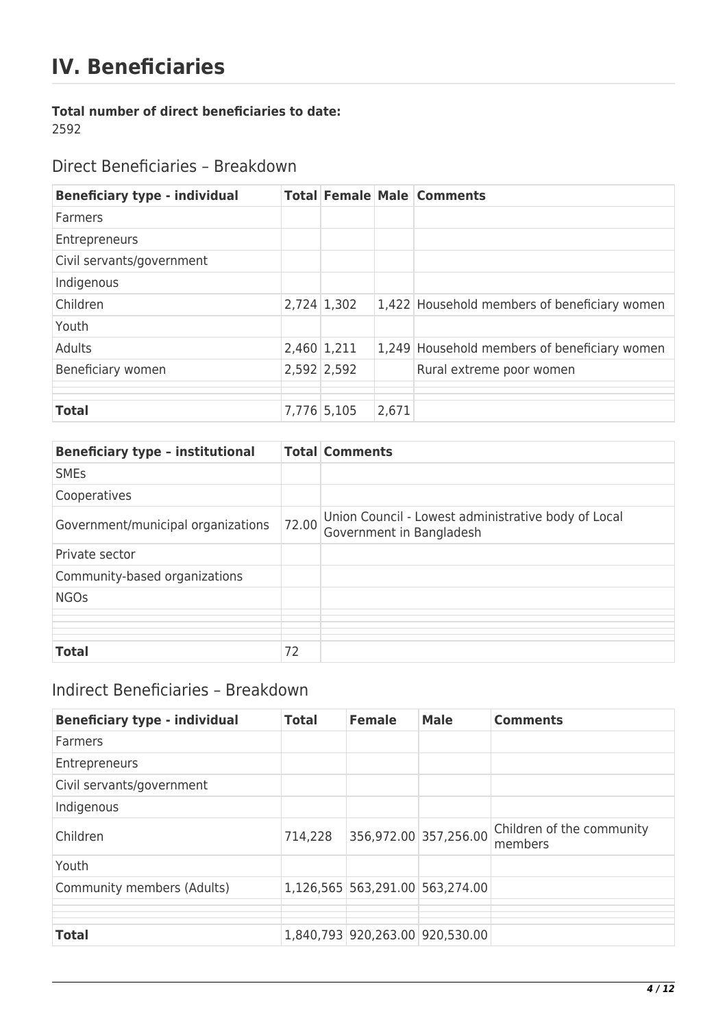# IV. Beneficiaries

**Total number of direct beneficiaries to date:**
2592

## Direct Beneficiaries – Breakdown

| Beneficiary type - individual | Total | Female | Male | Comments |
|---|---|---|---|---|
| Farmers | | | | |
| Entrepreneurs | | | | |
| Civil servants/government | | | | |
| Indigenous | | | | |
| Children | 2,724 | 1,302 | 1,422 | Household members of beneficiary women |
| Youth | | | | |
| Adults | 2,460 | 1,211 | 1,249 | Household members of beneficiary women |
| Beneficiary women | 2,592 | 2,592 | | Rural extreme poor women |
| | | | | |
| | | | | |
| **Total** | 7,776 | 5,105 | 2,671 | |

| Beneficiary type – institutional | Total | Comments |
|---|---|---|
| SMEs | | |
| Cooperatives | | |
| Government/municipal organizations | 72.00 | Union Council - Lowest administrative body of Local Government in Bangladesh |
| Private sector | | |
| Community-based organizations | | |
| NGOs | | |
| | | |
| | | |
| | | |
| **Total** | 72 | |

## Indirect Beneficiaries – Breakdown

| Beneficiary type - individual | Total | Female | Male | Comments |
|---|---|---|---|---|
| Farmers | | | | |
| Entrepreneurs | | | | |
| Civil servants/government | | | | |
| Indigenous | | | | |
| Children | 714,228 | 356,972.00 | 357,256.00 | Children of the community members |
| Youth | | | | |
| Community members (Adults) | 1,126,565 | 563,291.00 | 563,274.00 | |
| | | | | |
| | | | | |
| **Total** | 1,840,793 | 920,263.00 | 920,530.00 | |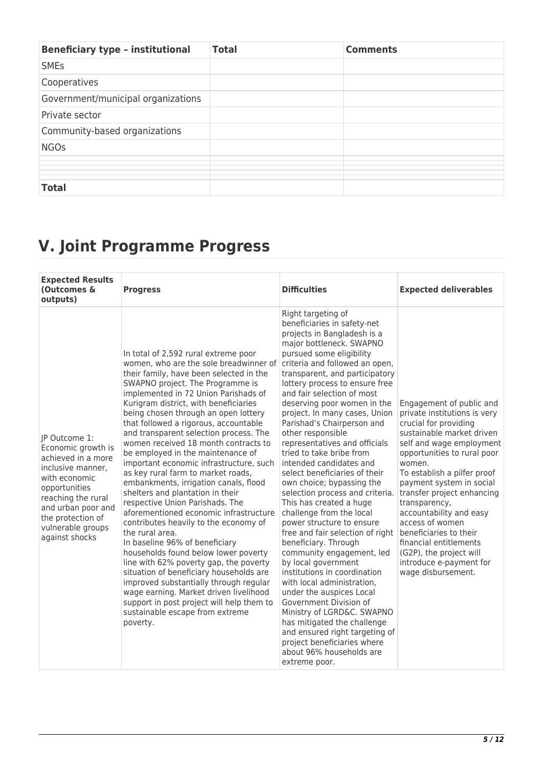| Beneficiary type – institutional | Total | Comments |
|---|---|---|
| SMEs | | |
| Cooperatives | | |
| Government/municipal organizations | | |
| Private sector | | |
| Community-based organizations | | |
| NGOs | | |
| | | |
| | | |
| | | |
| **Total** | | |

# V. Joint Programme Progress

| Expected Results (Outcomes & outputs) | Progress | Difficulties | Expected deliverables |
|---|---|---|---|
| JP Outcome 1: Economic growth is achieved in a more inclusive manner, with economic opportunities reaching the rural and urban poor and the protection of vulnerable groups against shocks | In total of 2,592 rural extreme poor women, who are the sole breadwinner of their family, have been selected in the SWAPNO project. The Programme is implemented in 72 Union Parishads of Kurigram district, with beneficiaries being chosen through an open lottery that followed a rigorous, accountable and transparent selection process. The women received 18 month contracts to be employed in the maintenance of important economic infrastructure, such as key rural farm to market roads, embankments, irrigation canals, flood shelters and plantation in their respective Union Parishads. The aforementioned economic infrastructure contributes heavily to the economy of the rural area.<br>In baseline 96% of beneficiary households found below lower poverty line with 62% poverty gap, the poverty situation of beneficiary households are improved substantially through regular wage earning. Market driven livelihood support in post project will help them to sustainable escape from extreme poverty. | Right targeting of beneficiaries in safety-net projects in Bangladesh is a major bottleneck. SWAPNO pursued some eligibility criteria and followed an open, transparent, and participatory lottery process to ensure free and fair selection of most deserving poor women in the project. In many cases, Union Parishad's Chairperson and other responsible representatives and officials tried to take bribe from intended candidates and select beneficiaries of their own choice; bypassing the selection process and criteria. This has created a huge challenge from the local power structure to ensure free and fair selection of right beneficiary. Through community engagement, led by local government institutions in coordination with local administration, under the auspices Local Government Division of Ministry of LGRD&C. SWAPNO has mitigated the challenge and ensured right targeting of project beneficiaries where about 96% households are extreme poor. | Engagement of public and private institutions is very crucial for providing sustainable market driven self and wage employment opportunities to rural poor women.<br>To establish a pilfer proof payment system in social transfer project enhancing transparency, accountability and easy access of women beneficiaries to their financial entitlements (G2P), the project will introduce e-payment for wage disbursement. |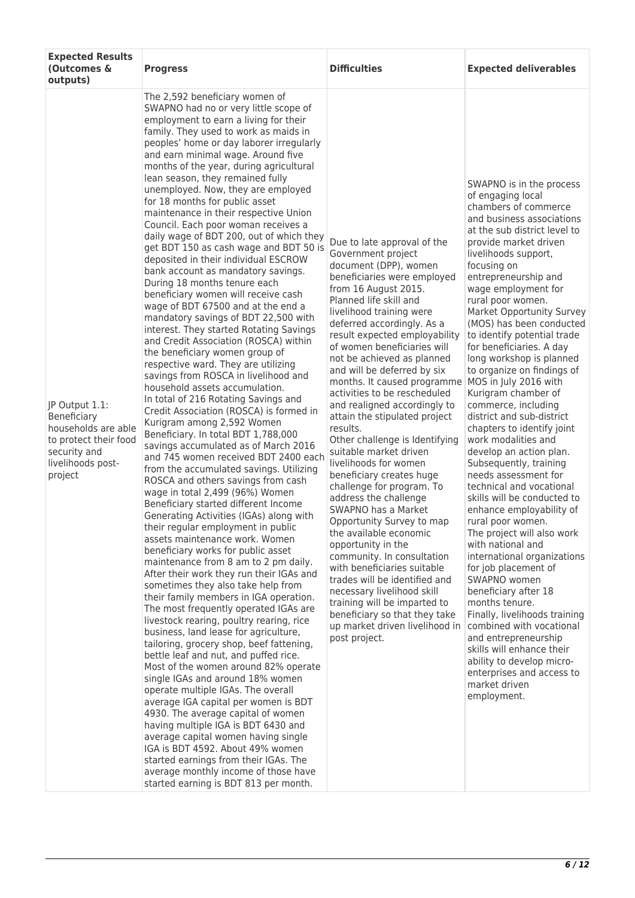| Expected Results (Outcomes & outputs) | Progress | Difficulties | Expected deliverables |
|---|---|---|---|
| JP Output 1.1: Beneficiary households are able to protect their food security and livelihoods post-project | The 2,592 beneficiary women of SWAPNO had no or very little scope of employment to earn a living for their family. They used to work as maids in peoples' home or day laborer irregularly and earn minimal wage. Around five months of the year, during agricultural lean season, they remained fully unemployed. Now, they are employed for 18 months for public asset maintenance in their respective Union Council. Each poor woman receives a daily wage of BDT 200, out of which they get BDT 150 as cash wage and BDT 50 is deposited in their individual ESCROW bank account as mandatory savings. During 18 months tenure each beneficiary women will receive cash wage of BDT 67500 and at the end a mandatory savings of BDT 22,500 with interest. They started Rotating Savings and Credit Association (ROSCA) within the beneficiary women group of respective ward. They are utilizing savings from ROSCA in livelihood and household assets accumulation.<br>In total of 216 Rotating Savings and Credit Association (ROSCA) is formed in Kurigram among 2,592 Women Beneficiary. In total BDT 1,788,000 savings accumulated as of March 2016 and 745 women received BDT 2400 each from the accumulated savings. Utilizing ROSCA and others savings from cash wage in total 2,499 (96%) Women Beneficiary started different Income Generating Activities (IGAs) along with their regular employment in public assets maintenance work. Women beneficiary works for public asset maintenance from 8 am to 2 pm daily. After their work they run their IGAs and sometimes they also take help from their family members in IGA operation. The most frequently operated IGAs are livestock rearing, poultry rearing, rice business, land lease for agriculture, tailoring, grocery shop, beef fattening, bettle leaf and nut, and puffed rice. Most of the women around 82% operate single IGAs and around 18% women operate multiple IGAs. The overall average IGA capital per women is BDT 4930. The average capital of women having multiple IGA is BDT 6430 and average capital women having single IGA is BDT 4592. About 49% women started earnings from their IGAs. The average monthly income of those have started earning is BDT 813 per month. | Due to late approval of the Government project document (DPP), women beneficiaries were employed from 16 August 2015. Planned life skill and livelihood training were deferred accordingly. As a result expected employability of women beneficiaries will not be achieved as planned and will be deferred by six months. It caused programme activities to be rescheduled and realigned accordingly to attain the stipulated project results.<br>Other challenge is Identifying suitable market driven livelihoods for women beneficiary creates huge challenge for program. To address the challenge SWAPNO has a Market Opportunity Survey to map the available economic opportunity in the community. In consultation with beneficiaries suitable trades will be identified and necessary livelihood skill training will be imparted to beneficiary so that they take up market driven livelihood in post project. | SWAPNO is in the process of engaging local chambers of commerce and business associations at the sub district level to provide market driven livelihoods support, focusing on entrepreneurship and wage employment for rural poor women.<br>Market Opportunity Survey (MOS) has been conducted to identify potential trade for beneficiaries. A day long workshop is planned to organize on findings of MOS in July 2016 with Kurigram chamber of commerce, including district and sub-district chapters to identify joint work modalities and develop an action plan. Subsequently, training needs assessment for technical and vocational skills will be conducted to enhance employability of rural poor women.<br>The project will also work with national and international organizations for job placement of SWAPNO women beneficiary after 18 months tenure.<br>Finally, livelihoods training combined with vocational and entrepreneurship skills will enhance their ability to develop micro-enterprises and access to market driven employment. |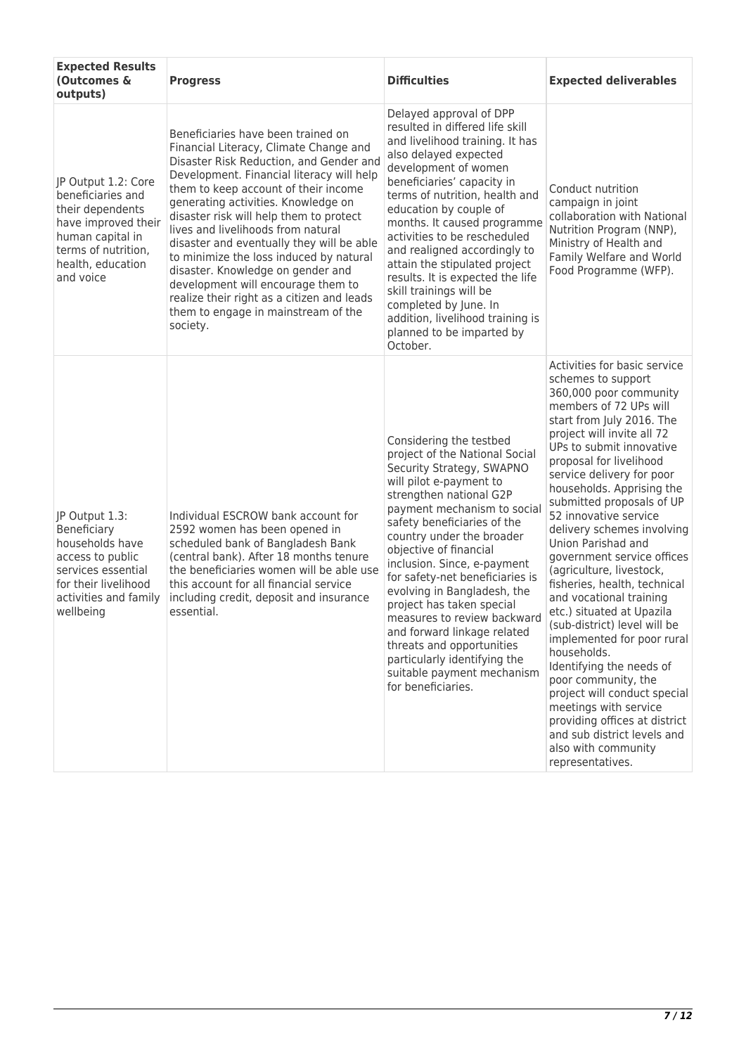| Expected Results (Outcomes & outputs) | Progress | Difficulties | Expected deliverables |
|---|---|---|---|
| JP Output 1.2: Core beneficiaries and their dependents have improved their human capital in terms of nutrition, health, education and voice | Beneficiaries have been trained on Financial Literacy, Climate Change and Disaster Risk Reduction, and Gender and Development. Financial literacy will help them to keep account of their income generating activities. Knowledge on disaster risk will help them to protect lives and livelihoods from natural disaster and eventually they will be able to minimize the loss induced by natural disaster. Knowledge on gender and development will encourage them to realize their right as a citizen and leads them to engage in mainstream of the society. | Delayed approval of DPP resulted in differed life skill and livelihood training. It has also delayed expected development of women beneficiaries' capacity in terms of nutrition, health and education by couple of months. It caused programme activities to be rescheduled and realigned accordingly to attain the stipulated project results. It is expected the life skill trainings will be completed by June. In addition, livelihood training is planned to be imparted by October. | Conduct nutrition campaign in joint collaboration with National Nutrition Program (NNP), Ministry of Health and Family Welfare and World Food Programme (WFP). |
| JP Output 1.3: Beneficiary households have access to public services essential for their livelihood activities and family wellbeing | Individual ESCROW bank account for 2592 women has been opened in scheduled bank of Bangladesh Bank (central bank). After 18 months tenure the beneficiaries women will be able use this account for all financial service including credit, deposit and insurance essential. | Considering the testbed project of the National Social Security Strategy, SWAPNO will pilot e-payment to strengthen national G2P payment mechanism to social safety beneficiaries of the country under the broader objective of financial inclusion. Since, e-payment for safety-net beneficiaries is evolving in Bangladesh, the project has taken special measures to review backward and forward linkage related threats and opportunities particularly identifying the suitable payment mechanism for beneficiaries. | Activities for basic service schemes to support 360,000 poor community members of 72 UPs will start from July 2016. The project will invite all 72 UPs to submit innovative proposal for livelihood service delivery for poor households. Apprising the submitted proposals of UP 52 innovative service delivery schemes involving Union Parishad and government service offices (agriculture, livestock, fisheries, health, technical and vocational training etc.) situated at Upazila (sub-district) level will be implemented for poor rural households.<br>Identifying the needs of poor community, the project will conduct special meetings with service providing offices at district and sub district levels and also with community representatives. |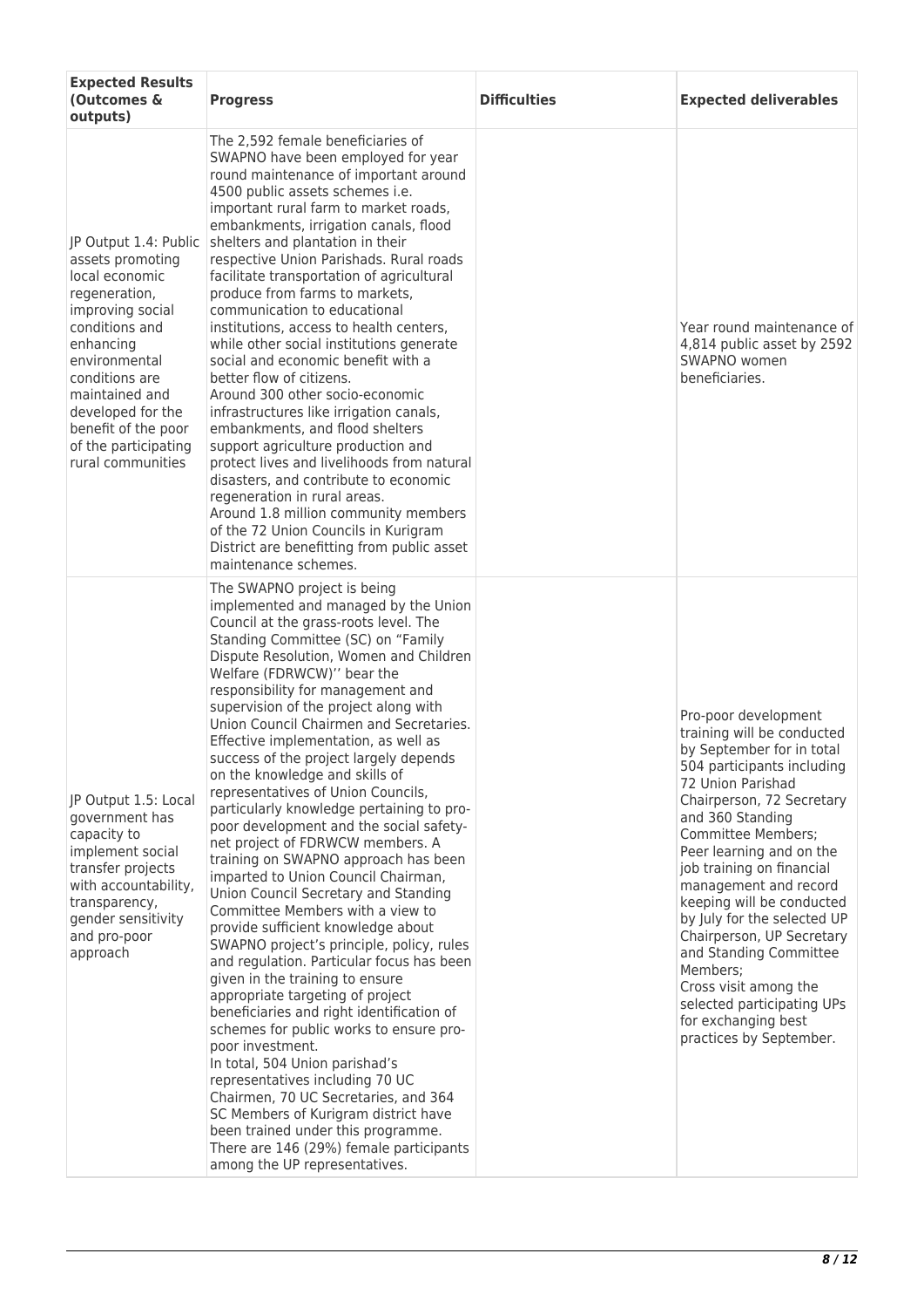| Expected Results (Outcomes & outputs) | Progress | Difficulties | Expected deliverables |
|---|---|---|---|
| JP Output 1.4: Public assets promoting local economic regeneration, improving social conditions and enhancing environmental conditions are maintained and developed for the benefit of the poor of the participating rural communities | The 2,592 female beneficiaries of SWAPNO have been employed for year round maintenance of important around 4500 public assets schemes i.e. important rural farm to market roads, embankments, irrigation canals, flood shelters and plantation in their respective Union Parishads. Rural roads facilitate transportation of agricultural produce from farms to markets, communication to educational institutions, access to health centers, while other social institutions generate social and economic benefit with a better flow of citizens.<br>Around 300 other socio-economic infrastructures like irrigation canals, embankments, and flood shelters support agriculture production and protect lives and livelihoods from natural disasters, and contribute to economic regeneration in rural areas.<br>Around 1.8 million community members of the 72 Union Councils in Kurigram District are benefitting from public asset maintenance schemes. | | Year round maintenance of 4,814 public asset by 2592 SWAPNO women beneficiaries. |
| JP Output 1.5: Local government has capacity to implement social transfer projects with accountability, transparency, gender sensitivity and pro-poor approach | The SWAPNO project is being implemented and managed by the Union Council at the grass-roots level. The Standing Committee (SC) on "Family Dispute Resolution, Women and Children Welfare (FDRWCW)'' bear the responsibility for management and supervision of the project along with Union Council Chairmen and Secretaries. Effective implementation, as well as success of the project largely depends on the knowledge and skills of representatives of Union Councils, particularly knowledge pertaining to pro-poor development and the social safety-net project of FDRWCW members. A training on SWAPNO approach has been imparted to Union Council Chairman, Union Council Secretary and Standing Committee Members with a view to provide sufficient knowledge about SWAPNO project's principle, policy, rules and regulation. Particular focus has been given in the training to ensure appropriate targeting of project beneficiaries and right identification of schemes for public works to ensure pro-poor investment.<br>In total, 504 Union parishad's representatives including 70 UC Chairmen, 70 UC Secretaries, and 364 SC Members of Kurigram district have been trained under this programme. There are 146 (29%) female participants among the UP representatives. | | Pro-poor development training will be conducted by September for in total 504 participants including 72 Union Parishad Chairperson, 72 Secretary and 360 Standing Committee Members;<br>Peer learning and on the job training on financial management and record keeping will be conducted by July for the selected UP Chairperson, UP Secretary and Standing Committee Members;<br>Cross visit among the selected participating UPs for exchanging best practices by September. |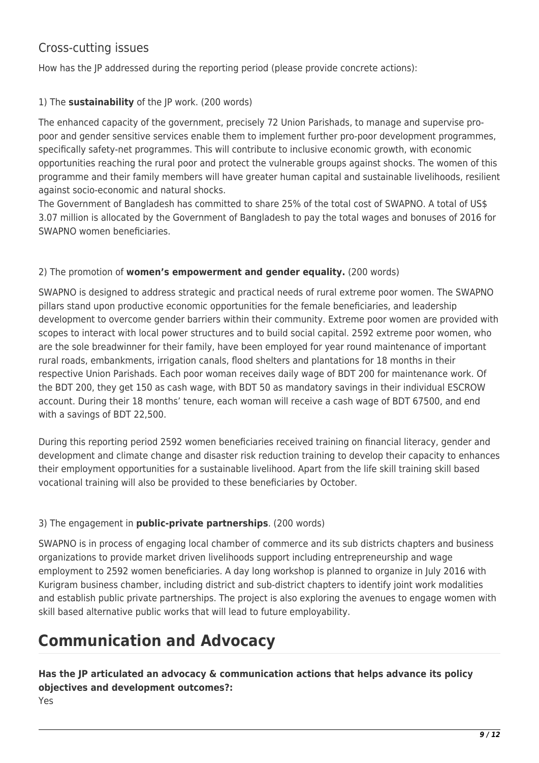## Cross-cutting issues

How has the JP addressed during the reporting period (please provide concrete actions):

1) The **sustainability** of the JP work. (200 words)

The enhanced capacity of the government, precisely 72 Union Parishads, to manage and supervise pro-poor and gender sensitive services enable them to implement further pro-poor development programmes, specifically safety-net programmes. This will contribute to inclusive economic growth, with economic opportunities reaching the rural poor and protect the vulnerable groups against shocks. The women of this programme and their family members will have greater human capital and sustainable livelihoods, resilient against socio-economic and natural shocks.
The Government of Bangladesh has committed to share 25% of the total cost of SWAPNO. A total of US$ 3.07 million is allocated by the Government of Bangladesh to pay the total wages and bonuses of 2016 for SWAPNO women beneficiaries.

2) The promotion of **women's empowerment and gender equality.** (200 words)

SWAPNO is designed to address strategic and practical needs of rural extreme poor women. The SWAPNO pillars stand upon productive economic opportunities for the female beneficiaries, and leadership development to overcome gender barriers within their community. Extreme poor women are provided with scopes to interact with local power structures and to build social capital. 2592 extreme poor women, who are the sole breadwinner for their family, have been employed for year round maintenance of important rural roads, embankments, irrigation canals, flood shelters and plantations for 18 months in their respective Union Parishads. Each poor woman receives daily wage of BDT 200 for maintenance work. Of the BDT 200, they get 150 as cash wage, with BDT 50 as mandatory savings in their individual ESCROW account. During their 18 months' tenure, each woman will receive a cash wage of BDT 67500, and end with a savings of BDT 22,500.

During this reporting period 2592 women beneficiaries received training on financial literacy, gender and development and climate change and disaster risk reduction training to develop their capacity to enhances their employment opportunities for a sustainable livelihood. Apart from the life skill training skill based vocational training will also be provided to these beneficiaries by October.

3) The engagement in **public-private partnerships**. (200 words)

SWAPNO is in process of engaging local chamber of commerce and its sub districts chapters and business organizations to provide market driven livelihoods support including entrepreneurship and wage employment to 2592 women beneficiaries. A day long workshop is planned to organize in July 2016 with Kurigram business chamber, including district and sub-district chapters to identify joint work modalities and establish public private partnerships. The project is also exploring the avenues to engage women with skill based alternative public works that will lead to future employability.

# Communication and Advocacy

**Has the JP articulated an advocacy & communication actions that helps advance its policy objectives and development outcomes?:**
Yes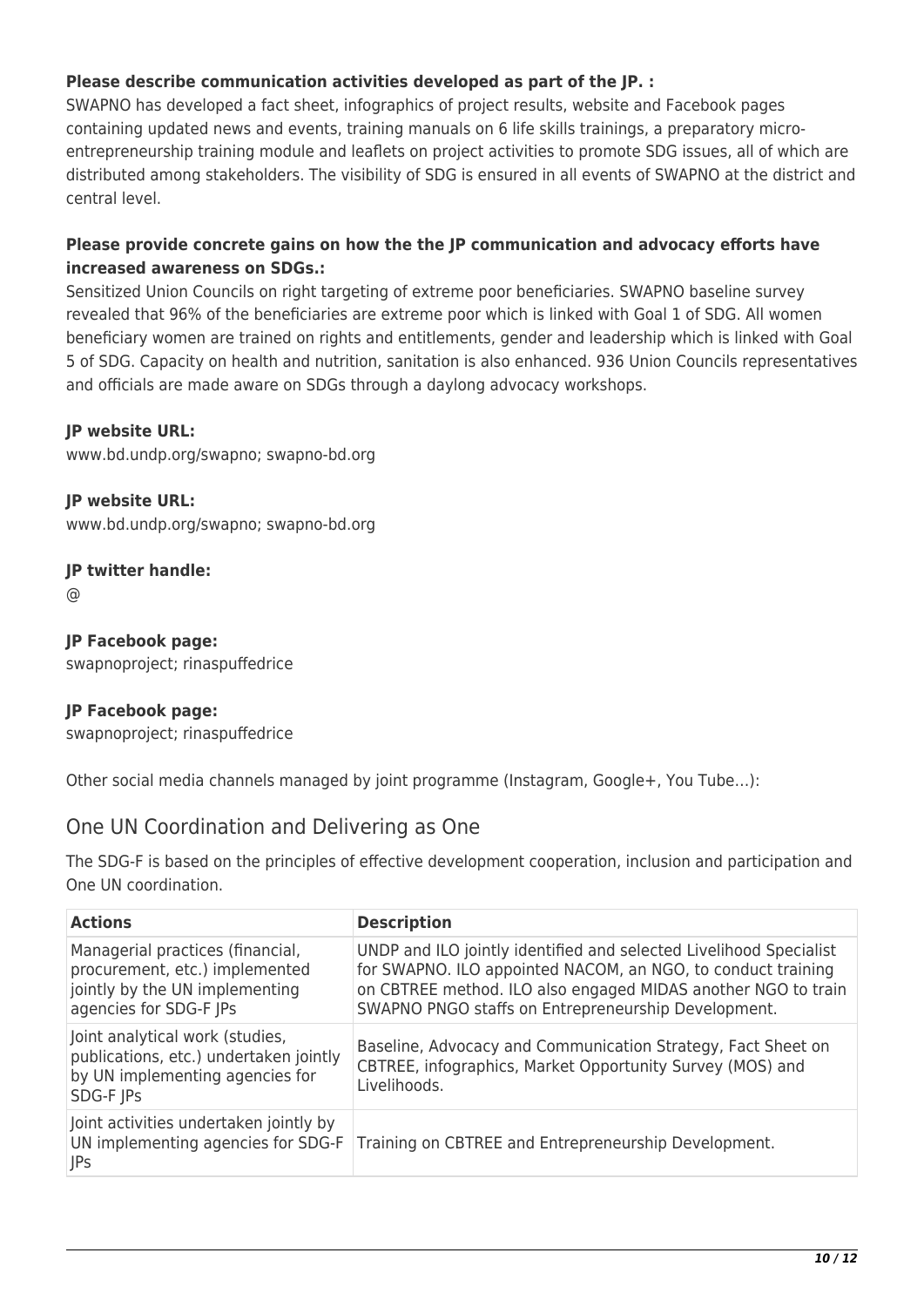**Please describe communication activities developed as part of the JP. :**

SWAPNO has developed a fact sheet, infographics of project results, website and Facebook pages containing updated news and events, training manuals on 6 life skills trainings, a preparatory micro-entrepreneurship training module and leaflets on project activities to promote SDG issues, all of which are distributed among stakeholders. The visibility of SDG is ensured in all events of SWAPNO at the district and central level.

**Please provide concrete gains on how the the JP communication and advocacy efforts have increased awareness on SDGs.:**

Sensitized Union Councils on right targeting of extreme poor beneficiaries. SWAPNO baseline survey revealed that 96% of the beneficiaries are extreme poor which is linked with Goal 1 of SDG. All women beneficiary women are trained on rights and entitlements, gender and leadership which is linked with Goal 5 of SDG. Capacity on health and nutrition, sanitation is also enhanced. 936 Union Councils representatives and officials are made aware on SDGs through a daylong advocacy workshops.

**JP website URL:**

www.bd.undp.org/swapno; swapno-bd.org

**JP website URL:**

www.bd.undp.org/swapno; swapno-bd.org

**JP twitter handle:**

@

**JP Facebook page:**

swapnoproject; rinaspuffedrice

**JP Facebook page:**

swapnoproject; rinaspuffedrice

Other social media channels managed by joint programme (Instagram, Google+, You Tube…):

## One UN Coordination and Delivering as One

The SDG-F is based on the principles of effective development cooperation, inclusion and participation and One UN coordination.

| Actions | Description |
|---|---|
| Managerial practices (financial, procurement, etc.) implemented jointly by the UN implementing agencies for SDG-F JPs | UNDP and ILO jointly identified and selected Livelihood Specialist for SWAPNO. ILO appointed NACOM, an NGO, to conduct training on CBTREE method. ILO also engaged MIDAS another NGO to train SWAPNO PNGO staffs on Entrepreneurship Development. |
| Joint analytical work (studies, publications, etc.) undertaken jointly by UN implementing agencies for SDG-F JPs | Baseline, Advocacy and Communication Strategy, Fact Sheet on CBTREE, infographics, Market Opportunity Survey (MOS) and Livelihoods. |
| Joint activities undertaken jointly by UN implementing agencies for SDG-F JPs | Training on CBTREE and Entrepreneurship Development. |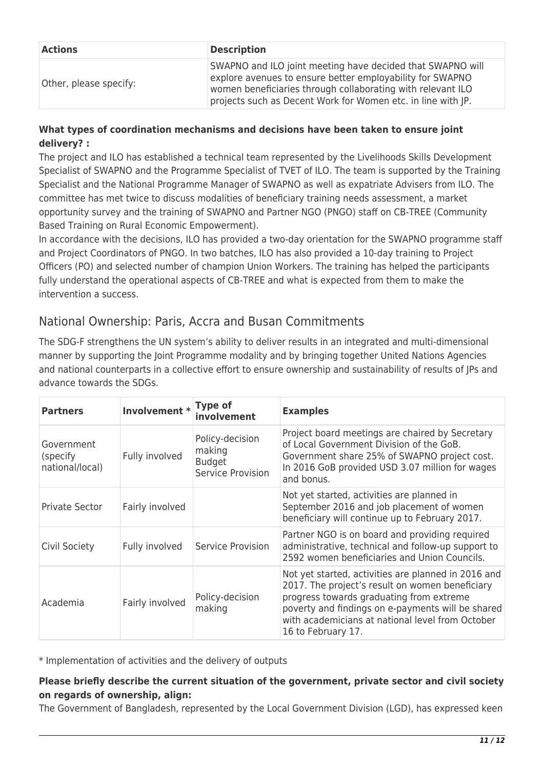| Actions | Description |
| --- | --- |
| Other, please specify: | SWAPNO and ILO joint meeting have decided that SWAPNO will explore avenues to ensure better employability for SWAPNO women beneficiaries through collaborating with relevant ILO projects such as Decent Work for Women etc. in line with JP. |

**What types of coordination mechanisms and decisions have been taken to ensure joint delivery? :**

The project and ILO has established a technical team represented by the Livelihoods Skills Development Specialist of SWAPNO and the Programme Specialist of TVET of ILO. The team is supported by the Training Specialist and the National Programme Manager of SWAPNO as well as expatriate Advisers from ILO. The committee has met twice to discuss modalities of beneficiary training needs assessment, a market opportunity survey and the training of SWAPNO and Partner NGO (PNGO) staff on CB-TREE (Community Based Training on Rural Economic Empowerment).

In accordance with the decisions, ILO has provided a two-day orientation for the SWAPNO programme staff and Project Coordinators of PNGO. In two batches, ILO has also provided a 10-day training to Project Officers (PO) and selected number of champion Union Workers. The training has helped the participants fully understand the operational aspects of CB-TREE and what is expected from them to make the intervention a success.

## National Ownership: Paris, Accra and Busan Commitments

The SDG-F strengthens the UN system's ability to deliver results in an integrated and multi-dimensional manner by supporting the Joint Programme modality and by bringing together United Nations Agencies and national counterparts in a collective effort to ensure ownership and sustainability of results of JPs and advance towards the SDGs.

| Partners | Involvement * | Type of involvement | Examples |
| --- | --- | --- | --- |
| Government (specify national/local) | Fully involved | Policy-decision making<br>Budget<br>Service Provision | Project board meetings are chaired by Secretary of Local Government Division of the GoB. Government share 25% of SWAPNO project cost. In 2016 GoB provided USD 3.07 million for wages and bonus. |
| Private Sector | Fairly involved | | Not yet started, activities are planned in September 2016 and job placement of women beneficiary will continue up to February 2017. |
| Civil Society | Fully involved | Service Provision | Partner NGO is on board and providing required administrative, technical and follow-up support to 2592 women beneficiaries and Union Councils. |
| Academia | Fairly involved | Policy-decision making | Not yet started, activities are planned in 2016 and 2017. The project's result on women beneficiary progress towards graduating from extreme poverty and findings on e-payments will be shared with academicians at national level from October 16 to February 17. |

\* Implementation of activities and the delivery of outputs

**Please briefly describe the current situation of the government, private sector and civil society on regards of ownership, align:**

The Government of Bangladesh, represented by the Local Government Division (LGD), has expressed keen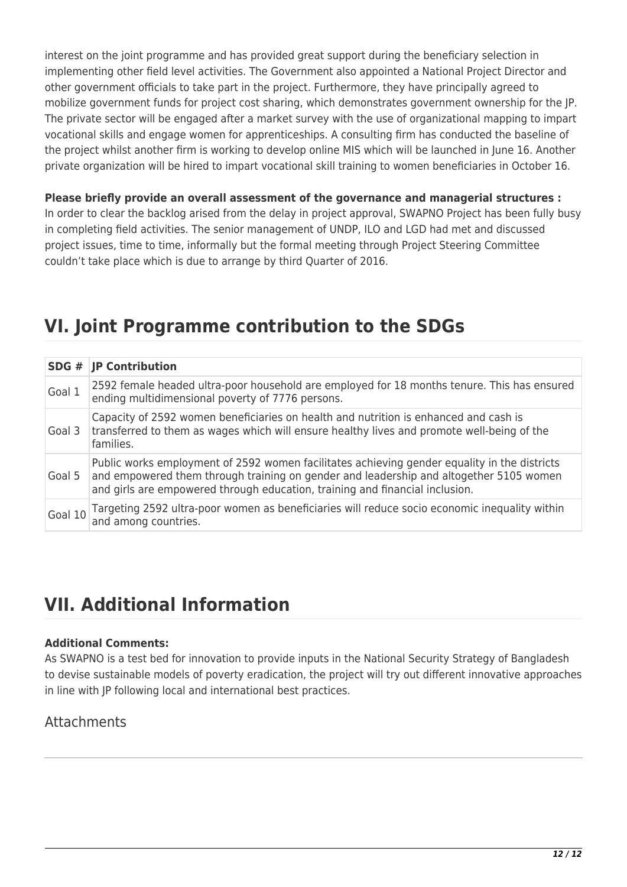interest on the joint programme and has provided great support during the beneficiary selection in implementing other field level activities. The Government also appointed a National Project Director and other government officials to take part in the project. Furthermore, they have principally agreed to mobilize government funds for project cost sharing, which demonstrates government ownership for the JP. The private sector will be engaged after a market survey with the use of organizational mapping to impart vocational skills and engage women for apprenticeships. A consulting firm has conducted the baseline of the project whilst another firm is working to develop online MIS which will be launched in June 16. Another private organization will be hired to impart vocational skill training to women beneficiaries in October 16.

**Please briefly provide an overall assessment of the governance and managerial structures :**
In order to clear the backlog arised from the delay in project approval, SWAPNO Project has been fully busy in completing field activities. The senior management of UNDP, ILO and LGD had met and discussed project issues, time to time, informally but the formal meeting through Project Steering Committee couldn't take place which is due to arrange by third Quarter of 2016.

# VI. Joint Programme contribution to the SDGs

| SDG # | JP Contribution |
|---|---|
| Goal 1 | 2592 female headed ultra-poor household are employed for 18 months tenure. This has ensured ending multidimensional poverty of 7776 persons. |
| Goal 3 | Capacity of 2592 women beneficiaries on health and nutrition is enhanced and cash is transferred to them as wages which will ensure healthy lives and promote well-being of the families. |
| Goal 5 | Public works employment of 2592 women facilitates achieving gender equality in the districts and empowered them through training on gender and leadership and altogether 5105 women and girls are empowered through education, training and financial inclusion. |
| Goal 10 | Targeting 2592 ultra-poor women as beneficiaries will reduce socio economic inequality within and among countries. |

# VII. Additional Information

**Additional Comments:**
As SWAPNO is a test bed for innovation to provide inputs in the National Security Strategy of Bangladesh to devise sustainable models of poverty eradication, the project will try out different innovative approaches in line with JP following local and international best practices.

## Attachments